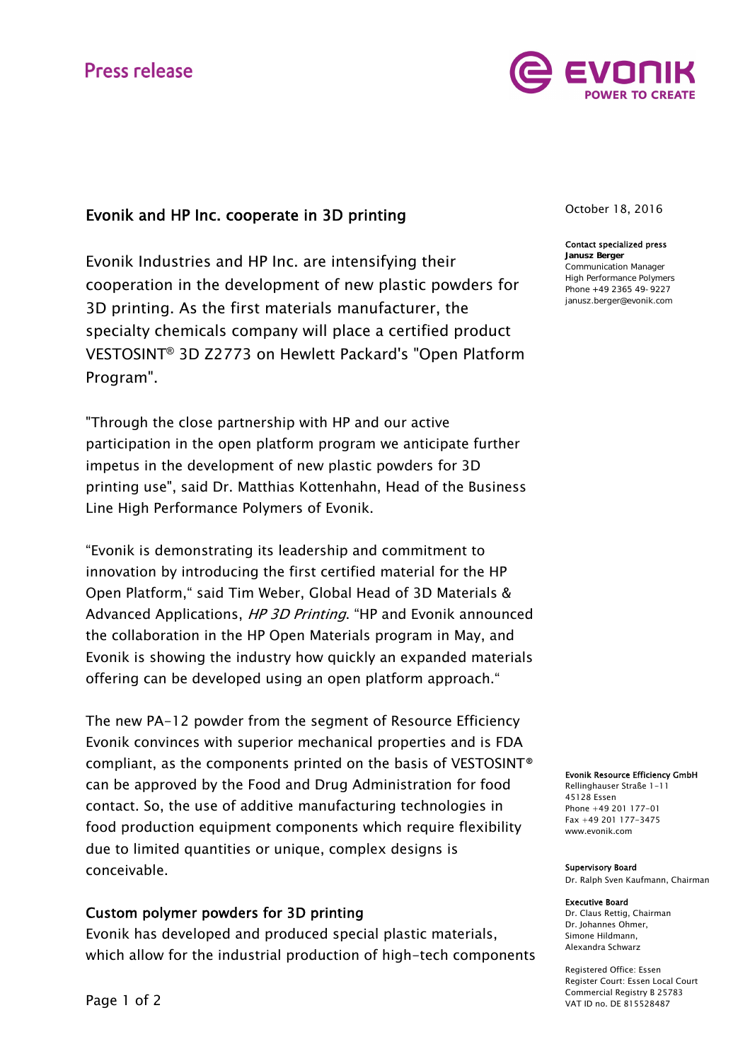Press release

# Evonik and HP Inc. cooperate in 3D printing

October 18, 2016

**Contact specialized press**
**Janusz Berger**
Communication Manager
High Performance Polymers
Phone +49 2365 49- 9227
janusz.berger@evonik.com

Evonik Industries and HP Inc. are intensifying their cooperation in the development of new plastic powders for 3D printing. As the first materials manufacturer, the specialty chemicals company will place a certified product VESTOSINT® 3D Z2773 on Hewlett Packard's "Open Platform Program".

"Through the close partnership with HP and our active participation in the open platform program we anticipate further impetus in the development of new plastic powders for 3D printing use", said Dr. Matthias Kottenhahn, Head of the Business Line High Performance Polymers of Evonik.

"Evonik is demonstrating its leadership and commitment to innovation by introducing the first certified material for the HP Open Platform," said Tim Weber, Global Head of 3D Materials & Advanced Applications, *HP 3D Printing*. "HP and Evonik announced the collaboration in the HP Open Materials program in May, and Evonik is showing the industry how quickly an expanded materials offering can be developed using an open platform approach."

The new PA-12 powder from the segment of Resource Efficiency Evonik convinces with superior mechanical properties and is FDA compliant, as the components printed on the basis of VESTOSINT® can be approved by the Food and Drug Administration for food contact. So, the use of additive manufacturing technologies in food production equipment components which require flexibility due to limited quantities or unique, complex designs is conceivable.

## Custom polymer powders for 3D printing

Evonik has developed and produced special plastic materials, which allow for the industrial production of high-tech components

**Evonik Resource Efficiency GmbH**
Rellinghauser Straße 1-11
45128 Essen
Phone +49 201 177-01
Fax +49 201 177-3475
www.evonik.com

**Supervisory Board**
Dr. Ralph Sven Kaufmann, Chairman

**Executive Board**
Dr. Claus Rettig, Chairman
Dr. Johannes Ohmer,
Simone Hildmann,
Alexandra Schwarz

Registered Office: Essen
Register Court: Essen Local Court
Commercial Registry B 25783
VAT ID no. DE 815528487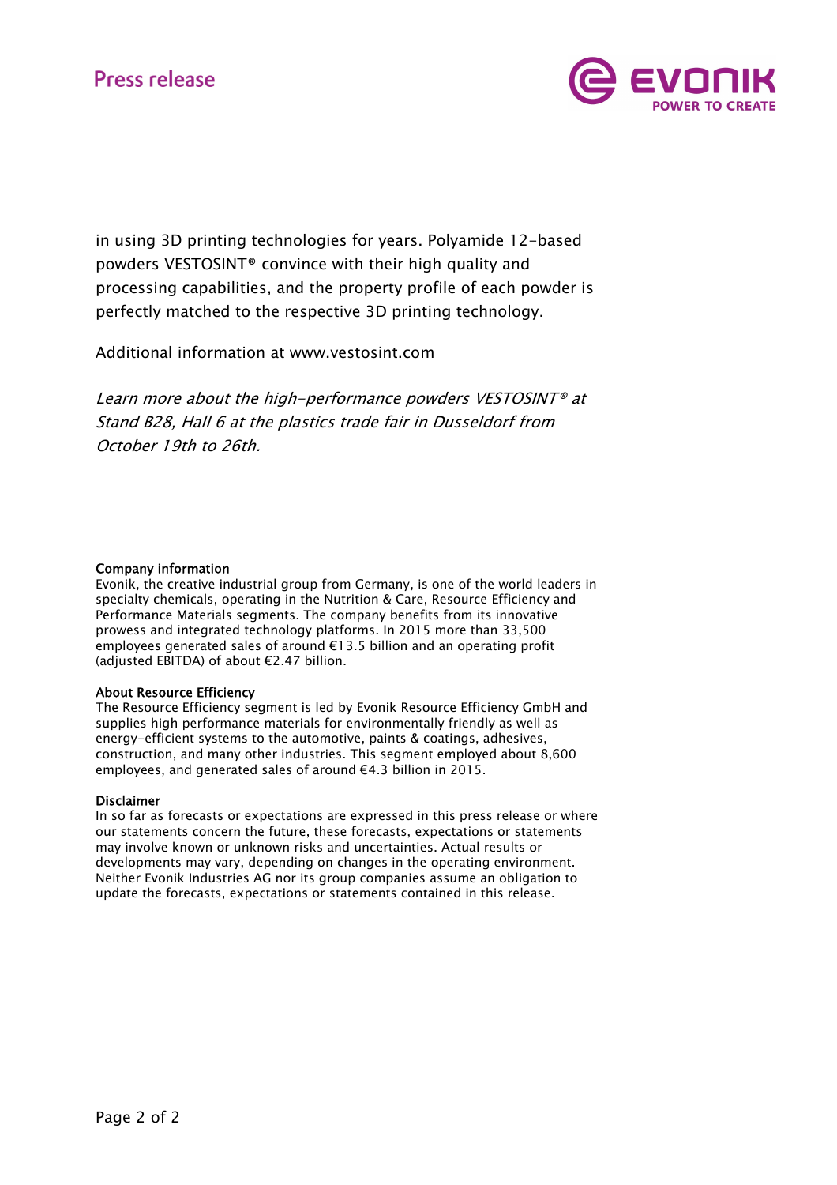in using 3D printing technologies for years. Polyamide 12-based powders VESTOSINT® convince with their high quality and processing capabilities, and the property profile of each powder is perfectly matched to the respective 3D printing technology.

Additional information at www.vestosint.com

*Learn more about the high-performance powders VESTOSINT® at Stand B28, Hall 6 at the plastics trade fair in Dusseldorf from October 19th to 26th.*

**Company information**
Evonik, the creative industrial group from Germany, is one of the world leaders in specialty chemicals, operating in the Nutrition & Care, Resource Efficiency and Performance Materials segments. The company benefits from its innovative prowess and integrated technology platforms. In 2015 more than 33,500 employees generated sales of around €13.5 billion and an operating profit (adjusted EBITDA) of about €2.47 billion.

**About Resource Efficiency**
The Resource Efficiency segment is led by Evonik Resource Efficiency GmbH and supplies high performance materials for environmentally friendly as well as energy-efficient systems to the automotive, paints & coatings, adhesives, construction, and many other industries. This segment employed about 8,600 employees, and generated sales of around €4.3 billion in 2015.

**Disclaimer**
In so far as forecasts or expectations are expressed in this press release or where our statements concern the future, these forecasts, expectations or statements may involve known or unknown risks and uncertainties. Actual results or developments may vary, depending on changes in the operating environment. Neither Evonik Industries AG nor its group companies assume an obligation to update the forecasts, expectations or statements contained in this release.